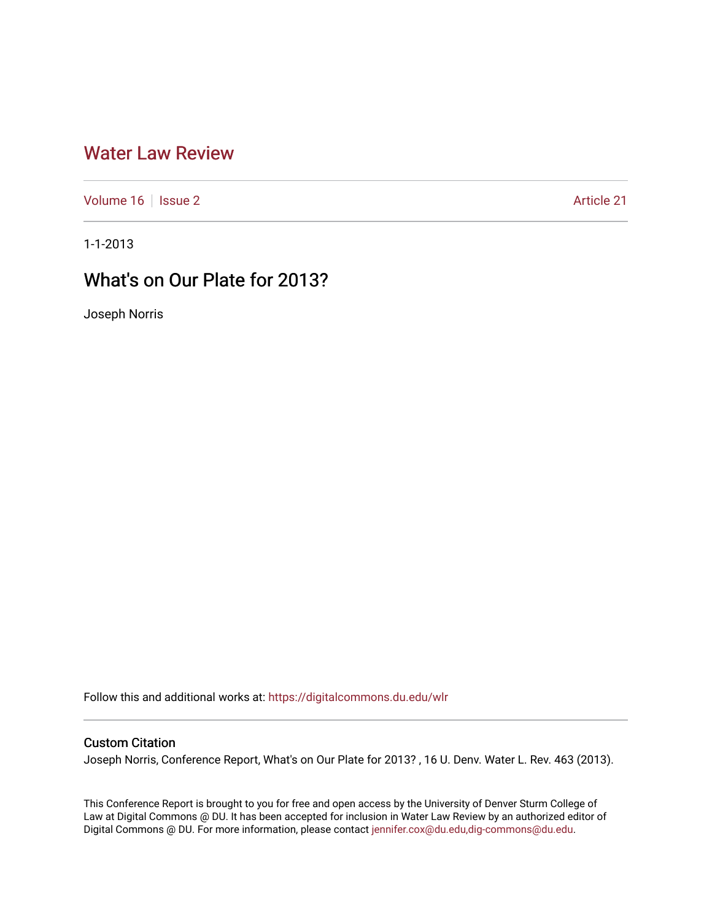# Water Law Review

Volume 16 | Issue 2 | Article 21

1-1-2013

## What's on Our Plate for 2013?

Joseph Norris

Follow this and additional works at: https://digitalcommons.du.edu/wlr

### Custom Citation

Joseph Norris, Conference Report, What's on Our Plate for 2013? , 16 U. Denv. Water L. Rev. 463 (2013).

This Conference Report is brought to you for free and open access by the University of Denver Sturm College of Law at Digital Commons @ DU. It has been accepted for inclusion in Water Law Review by an authorized editor of Digital Commons @ DU. For more information, please contact jennifer.cox@du.edu,dig-commons@du.edu.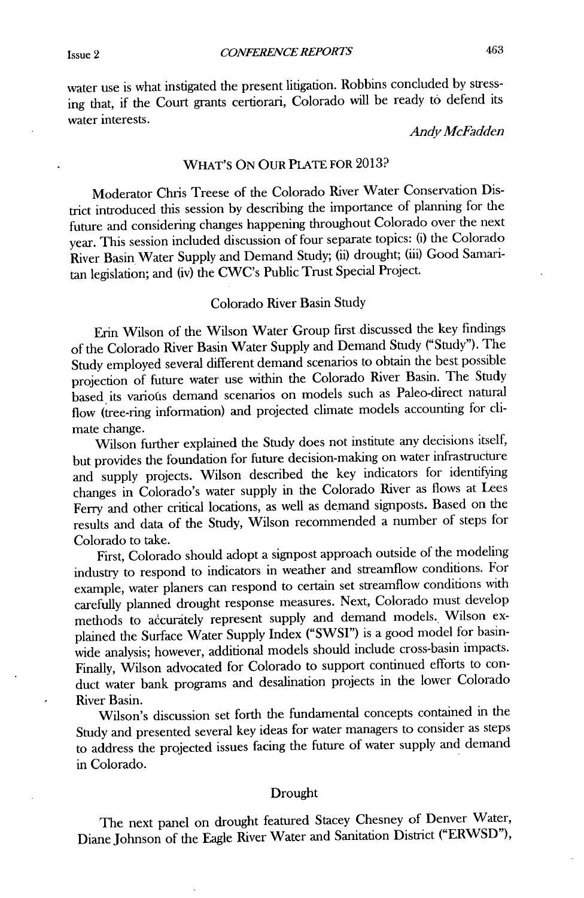water use is what instigated the present litigation. Robbins concluded by stressing that, if the Court grants certiorari, Colorado will be ready to defend its water interests.

*Andy McFadden*

## WHAT'S ON OUR PLATE FOR 2013?

Moderator Chris Treese of the Colorado River Water Conservation District introduced this session by describing the importance of planning for the future and considering changes happening throughout Colorado over the next year. This session included discussion of four separate topics: (i) the Colorado River Basin Water Supply and Demand Study; (ii) drought; (iii) Good Samaritan legislation; and (iv) the CWC's Public Trust Special Project.

### Colorado River Basin Study

Erin Wilson of the Wilson Water Group first discussed the key findings of the Colorado River Basin Water Supply and Demand Study ("Study"). The Study employed several different demand scenarios to obtain the best possible projection of future water use within the Colorado River Basin. The Study based its various demand scenarios on models such as Paleo-direct natural flow (tree-ring information) and projected climate models accounting for climate change.

Wilson further explained the Study does not institute any decisions itself, but provides the foundation for future decision-making on water infrastructure and supply projects. Wilson described the key indicators for identifying changes in Colorado's water supply in the Colorado River as flows at Lees Ferry and other critical locations, as well as demand signposts. Based on the results and data of the Study, Wilson recommended a number of steps for Colorado to take.

First, Colorado should adopt a signpost approach outside of the modeling industry to respond to indicators in weather and streamflow conditions. For example, water planers can respond to certain set streamflow conditions with carefully planned drought response measures. Next, Colorado must develop methods to accurately represent supply and demand models. Wilson explained the Surface Water Supply Index ("SWSI") is a good model for basin-wide analysis; however, additional models should include cross-basin impacts. Finally, Wilson advocated for Colorado to support continued efforts to conduct water bank programs and desalination projects in the lower Colorado River Basin.

Wilson's discussion set forth the fundamental concepts contained in the Study and presented several key ideas for water managers to consider as steps to address the projected issues facing the future of water supply and demand in Colorado.

### Drought

The next panel on drought featured Stacey Chesney of Denver Water, Diane Johnson of the Eagle River Water and Sanitation District ("ERWSD"),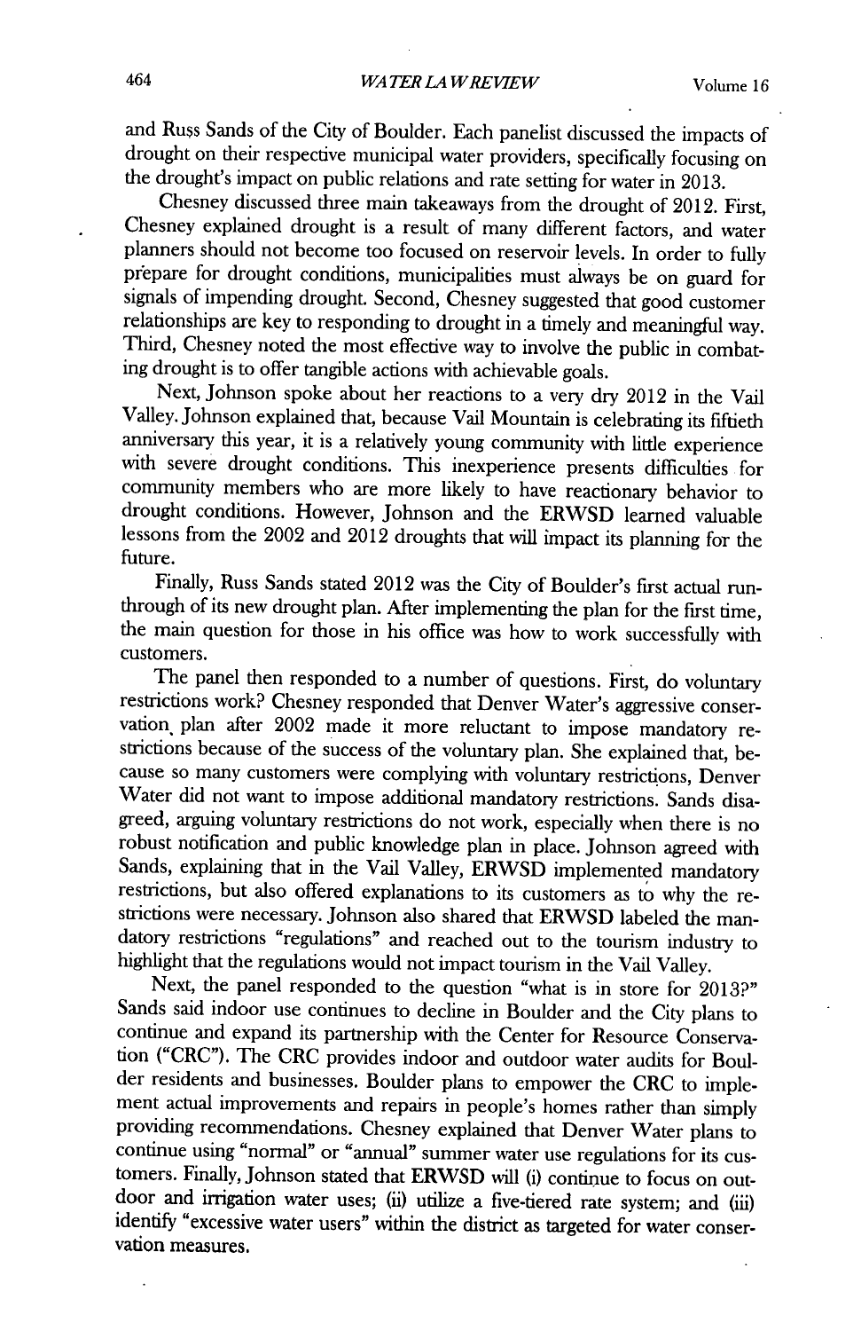and Russ Sands of the City of Boulder. Each panelist discussed the impacts of drought on their respective municipal water providers, specifically focusing on the drought's impact on public relations and rate setting for water in 2013.

Chesney discussed three main takeaways from the drought of 2012. First, Chesney explained drought is a result of many different factors, and water planners should not become too focused on reservoir levels. In order to fully prepare for drought conditions, municipalities must always be on guard for signals of impending drought. Second, Chesney suggested that good customer relationships are key to responding to drought in a timely and meaningful way. Third, Chesney noted the most effective way to involve the public in combating drought is to offer tangible actions with achievable goals.

Next, Johnson spoke about her reactions to a very dry 2012 in the Vail Valley. Johnson explained that, because Vail Mountain is celebrating its fiftieth anniversary this year, it is a relatively young community with little experience with severe drought conditions. This inexperience presents difficulties for community members who are more likely to have reactionary behavior to drought conditions. However, Johnson and the ERWSD learned valuable lessons from the 2002 and 2012 droughts that will impact its planning for the future.

Finally, Russ Sands stated 2012 was the City of Boulder's first actual run-through of its new drought plan. After implementing the plan for the first time, the main question for those in his office was how to work successfully with customers.

The panel then responded to a number of questions. First, do voluntary restrictions work? Chesney responded that Denver Water's aggressive conservation plan after 2002 made it more reluctant to impose mandatory restrictions because of the success of the voluntary plan. She explained that, because so many customers were complying with voluntary restrictions, Denver Water did not want to impose additional mandatory restrictions. Sands disagreed, arguing voluntary restrictions do not work, especially when there is no robust notification and public knowledge plan in place. Johnson agreed with Sands, explaining that in the Vail Valley, ERWSD implemented mandatory restrictions, but also offered explanations to its customers as to why the restrictions were necessary. Johnson also shared that ERWSD labeled the mandatory restrictions "regulations" and reached out to the tourism industry to highlight that the regulations would not impact tourism in the Vail Valley.

Next, the panel responded to the question "what is in store for 2013?" Sands said indoor use continues to decline in Boulder and the City plans to continue and expand its partnership with the Center for Resource Conservation ("CRC"). The CRC provides indoor and outdoor water audits for Boulder residents and businesses. Boulder plans to empower the CRC to implement actual improvements and repairs in people's homes rather than simply providing recommendations. Chesney explained that Denver Water plans to continue using "normal" or "annual" summer water use regulations for its customers. Finally, Johnson stated that ERWSD will (i) continue to focus on outdoor and irrigation water uses; (ii) utilize a five-tiered rate system; and (iii) identify "excessive water users" within the district as targeted for water conservation measures.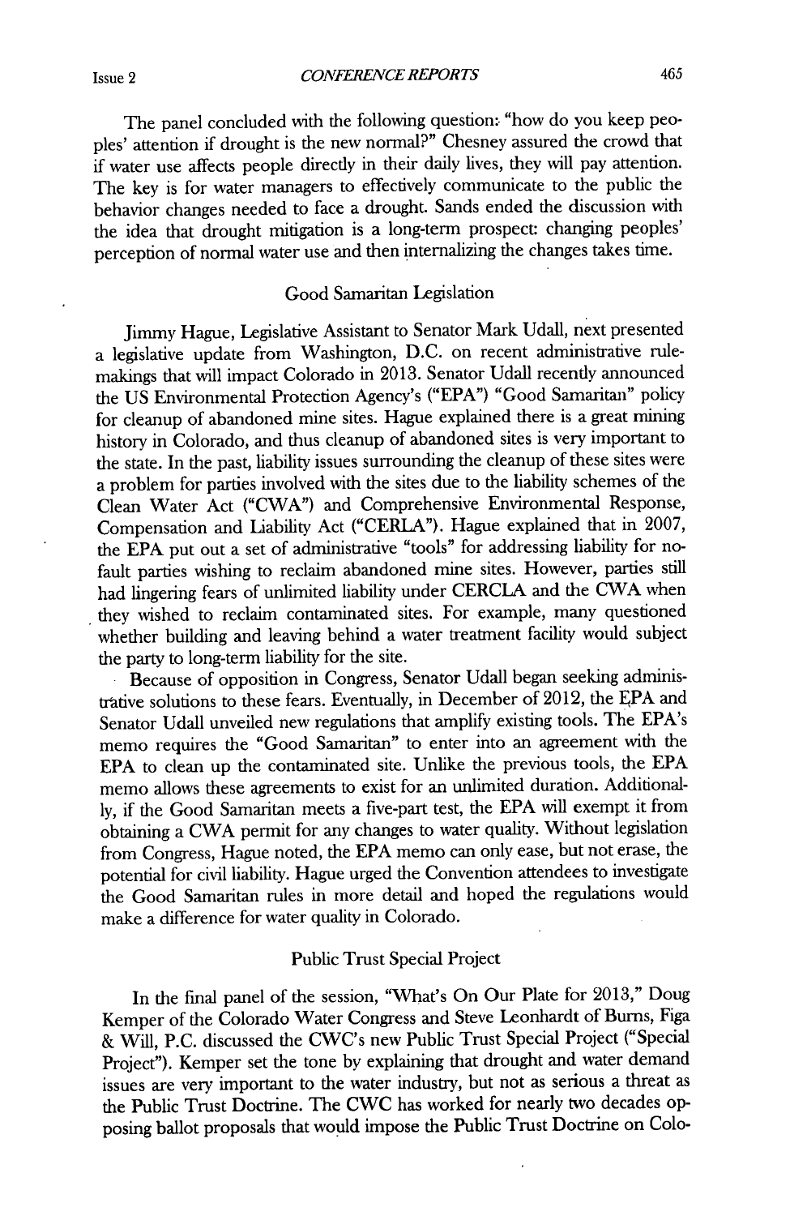The panel concluded with the following question: "how do you keep peoples' attention if drought is the new normal?" Chesney assured the crowd that if water use affects people directly in their daily lives, they will pay attention. The key is for water managers to effectively communicate to the public the behavior changes needed to face a drought. Sands ended the discussion with the idea that drought mitigation is a long-term prospect: changing peoples' perception of normal water use and then internalizing the changes takes time.

## Good Samaritan Legislation

Jimmy Hague, Legislative Assistant to Senator Mark Udall, next presented a legislative update from Washington, D.C. on recent administrative rule-makings that will impact Colorado in 2013. Senator Udall recently announced the US Environmental Protection Agency's ("EPA") "Good Samaritan" policy for cleanup of abandoned mine sites. Hague explained there is a great mining history in Colorado, and thus cleanup of abandoned sites is very important to the state. In the past, liability issues surrounding the cleanup of these sites were a problem for parties involved with the sites due to the liability schemes of the Clean Water Act ("CWA") and Comprehensive Environmental Response, Compensation and Liability Act ("CERLA"). Hague explained that in 2007, the EPA put out a set of administrative "tools" for addressing liability for no-fault parties wishing to reclaim abandoned mine sites. However, parties still had lingering fears of unlimited liability under CERCLA and the CWA when they wished to reclaim contaminated sites. For example, many questioned whether building and leaving behind a water treatment facility would subject the party to long-term liability for the site.

Because of opposition in Congress, Senator Udall began seeking administrative solutions to these fears. Eventually, in December of 2012, the EPA and Senator Udall unveiled new regulations that amplify existing tools. The EPA's memo requires the "Good Samaritan" to enter into an agreement with the EPA to clean up the contaminated site. Unlike the previous tools, the EPA memo allows these agreements to exist for an unlimited duration. Additionally, if the Good Samaritan meets a five-part test, the EPA will exempt it from obtaining a CWA permit for any changes to water quality. Without legislation from Congress, Hague noted, the EPA memo can only ease, but not erase, the potential for civil liability. Hague urged the Convention attendees to investigate the Good Samaritan rules in more detail and hoped the regulations would make a difference for water quality in Colorado.

## Public Trust Special Project

In the final panel of the session, "What's On Our Plate for 2013," Doug Kemper of the Colorado Water Congress and Steve Leonhardt of Burns, Figa & Will, P.C. discussed the CWC's new Public Trust Special Project ("Special Project"). Kemper set the tone by explaining that drought and water demand issues are very important to the water industry, but not as serious a threat as the Public Trust Doctrine. The CWC has worked for nearly two decades opposing ballot proposals that would impose the Public Trust Doctrine on Colo-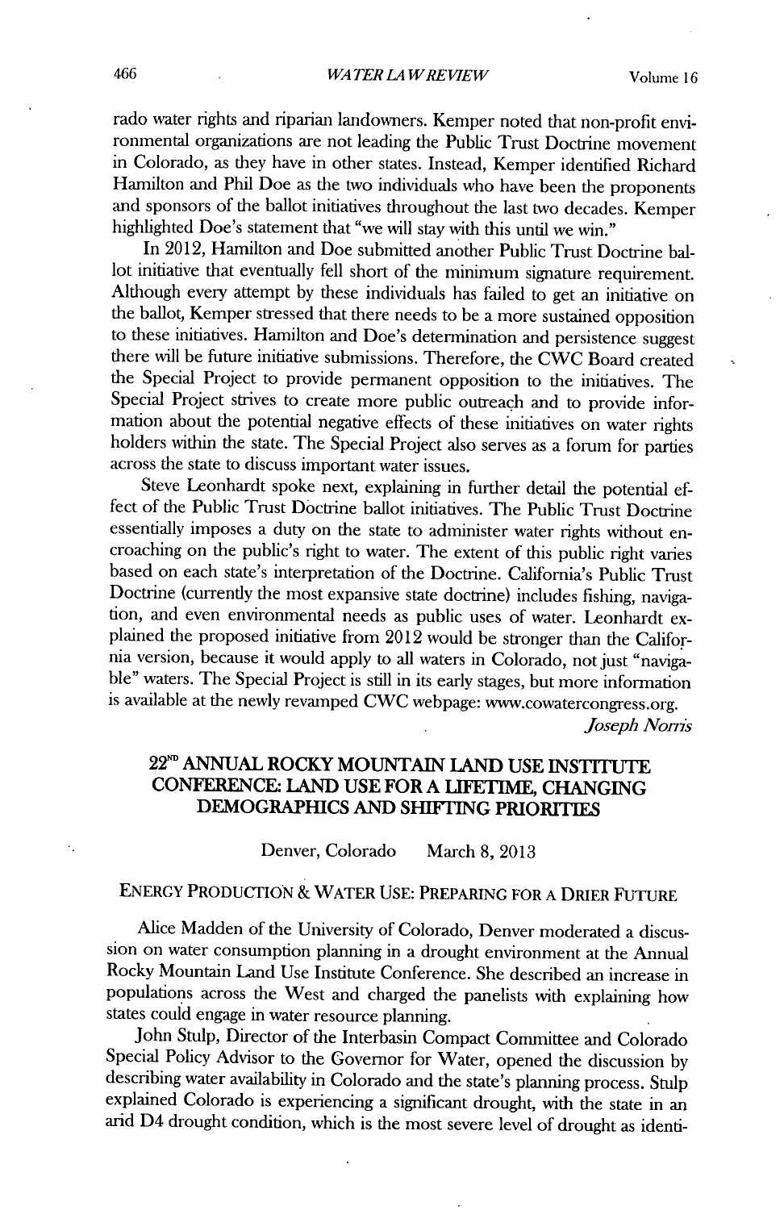rado water rights and riparian landowners. Kemper noted that non-profit environmental organizations are not leading the Public Trust Doctrine movement in Colorado, as they have in other states. Instead, Kemper identified Richard Hamilton and Phil Doe as the two individuals who have been the proponents and sponsors of the ballot initiatives throughout the last two decades. Kemper highlighted Doe's statement that "we will stay with this until we win."

In 2012, Hamilton and Doe submitted another Public Trust Doctrine ballot initiative that eventually fell short of the minimum signature requirement. Although every attempt by these individuals has failed to get an initiative on the ballot, Kemper stressed that there needs to be a more sustained opposition to these initiatives. Hamilton and Doe's determination and persistence suggest there will be future initiative submissions. Therefore, the CWC Board created the Special Project to provide permanent opposition to the initiatives. The Special Project strives to create more public outreach and to provide information about the potential negative effects of these initiatives on water rights holders within the state. The Special Project also serves as a forum for parties across the state to discuss important water issues.

Steve Leonhardt spoke next, explaining in further detail the potential effect of the Public Trust Doctrine ballot initiatives. The Public Trust Doctrine essentially imposes a duty on the state to administer water rights without encroaching on the public's right to water. The extent of this public right varies based on each state's interpretation of the Doctrine. California's Public Trust Doctrine (currently the most expansive state doctrine) includes fishing, navigation, and even environmental needs as public uses of water. Leonhardt explained the proposed initiative from 2012 would be stronger than the California version, because it would apply to all waters in Colorado, not just "navigable" waters. The Special Project is still in its early stages, but more information is available at the newly revamped CWC webpage: www.cowatercongress.org.

*Joseph Norris*

## 22ND ANNUAL ROCKY MOUNTAIN LAND USE INSTITUTE CONFERENCE: LAND USE FOR A LIFETIME, CHANGING DEMOGRAPHICS AND SHIFTING PRIORITIES

Denver, Colorado March 8, 2013

### ENERGY PRODUCTION & WATER USE: PREPARING FOR A DRIER FUTURE

Alice Madden of the University of Colorado, Denver moderated a discussion on water consumption planning in a drought environment at the Annual Rocky Mountain Land Use Institute Conference. She described an increase in populations across the West and charged the panelists with explaining how states could engage in water resource planning.

John Stulp, Director of the Interbasin Compact Committee and Colorado Special Policy Advisor to the Governor for Water, opened the discussion by describing water availability in Colorado and the state's planning process. Stulp explained Colorado is experiencing a significant drought, with the state in an arid D4 drought condition, which is the most severe level of drought as identi-